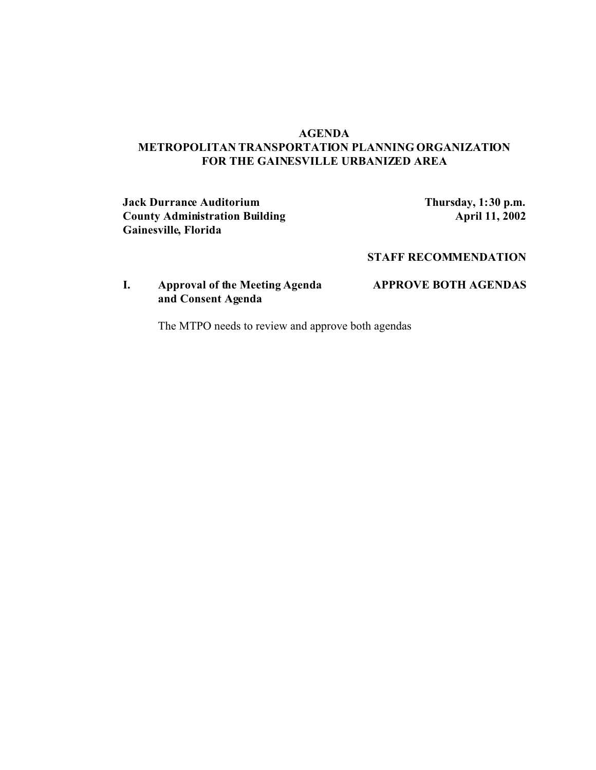# AGENDA
# METROPOLITAN TRANSPORTATION PLANNING ORGANIZATION FOR THE GAINESVILLE URBANIZED AREA

**Jack Durrance Auditorium**
**County Administration Building**
**Gainesville, Florida**

**Thursday, 1:30 p.m.**
**April 11, 2002**

**STAFF RECOMMENDATION**

**I. Approval of the Meeting Agenda and Consent Agenda** — **APPROVE BOTH AGENDAS**

The MTPO needs to review and approve both agendas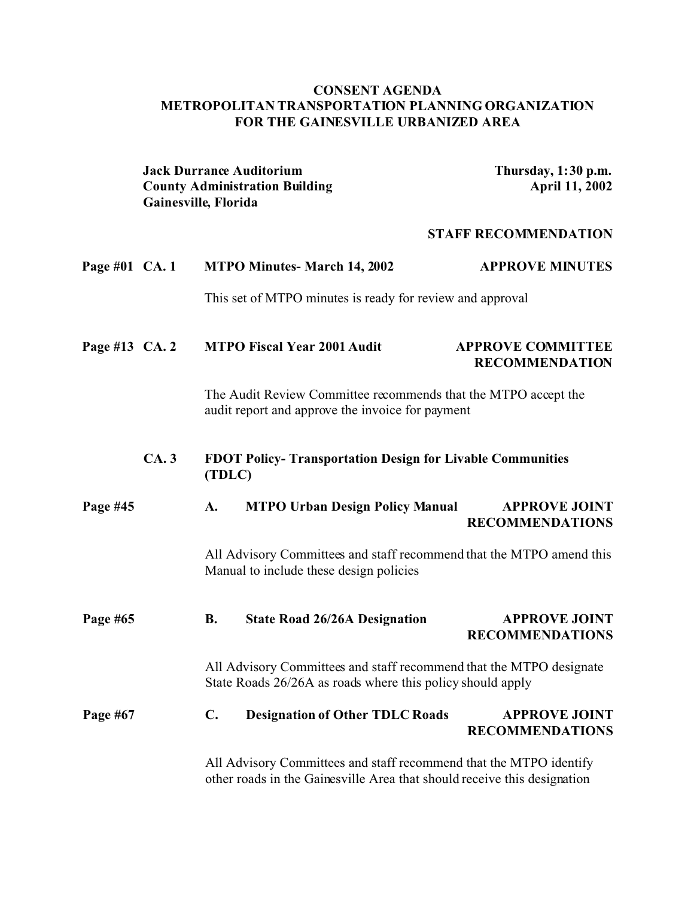# CONSENT AGENDA
# METROPOLITAN TRANSPORTATION PLANNING ORGANIZATION
# FOR THE GAINESVILLE URBANIZED AREA

**Jack Durrance Auditorium**
**County Administration Building**
**Gainesville, Florida**

**Thursday, 1:30 p.m.**
**April 11, 2002**

**STAFF RECOMMENDATION**

**Page #01 CA. 1 MTPO Minutes- March 14, 2002** — **APPROVE MINUTES**

This set of MTPO minutes is ready for review and approval

**Page #13 CA. 2 MTPO Fiscal Year 2001 Audit** — **APPROVE COMMITTEE RECOMMENDATION**

The Audit Review Committee recommends that the MTPO accept the audit report and approve the invoice for payment

**CA. 3 FDOT Policy- Transportation Design for Livable Communities (TDLC)**

**Page #45 A. MTPO Urban Design Policy Manual** — **APPROVE JOINT RECOMMENDATIONS**

All Advisory Committees and staff recommend that the MTPO amend this Manual to include these design policies

**Page #65 B. State Road 26/26A Designation** — **APPROVE JOINT RECOMMENDATIONS**

All Advisory Committees and staff recommend that the MTPO designate State Roads 26/26A as roads where this policy should apply

**Page #67 C. Designation of Other TDLC Roads** — **APPROVE JOINT RECOMMENDATIONS**

All Advisory Committees and staff recommend that the MTPO identify other roads in the Gainesville Area that should receive this designation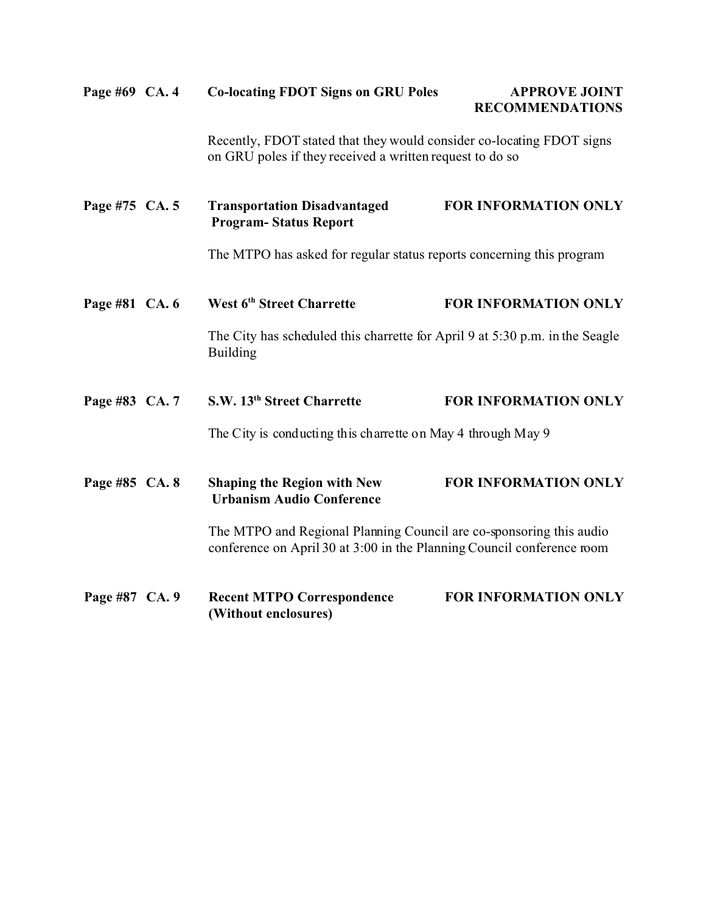**Page #69 CA. 4 Co-locating FDOT Signs on GRU Poles — APPROVE JOINT RECOMMENDATIONS**

Recently, FDOT stated that they would consider co-locating FDOT signs on GRU poles if they received a written request to do so

**Page #75 CA. 5 Transportation Disadvantaged Program- Status Report — FOR INFORMATION ONLY**

The MTPO has asked for regular status reports concerning this program

**Page #81 CA. 6 West 6th Street Charrette — FOR INFORMATION ONLY**

The City has scheduled this charrette for April 9 at 5:30 p.m. in the Seagle Building

**Page #83 CA. 7 S.W. 13th Street Charrette — FOR INFORMATION ONLY**

The City is conducting this charrette on May 4 through May 9

**Page #85 CA. 8 Shaping the Region with New Urbanism Audio Conference — FOR INFORMATION ONLY**

The MTPO and Regional Planning Council are co-sponsoring this audio conference on April 30 at 3:00 in the Planning Council conference room

**Page #87 CA. 9 Recent MTPO Correspondence (Without enclosures) — FOR INFORMATION ONLY**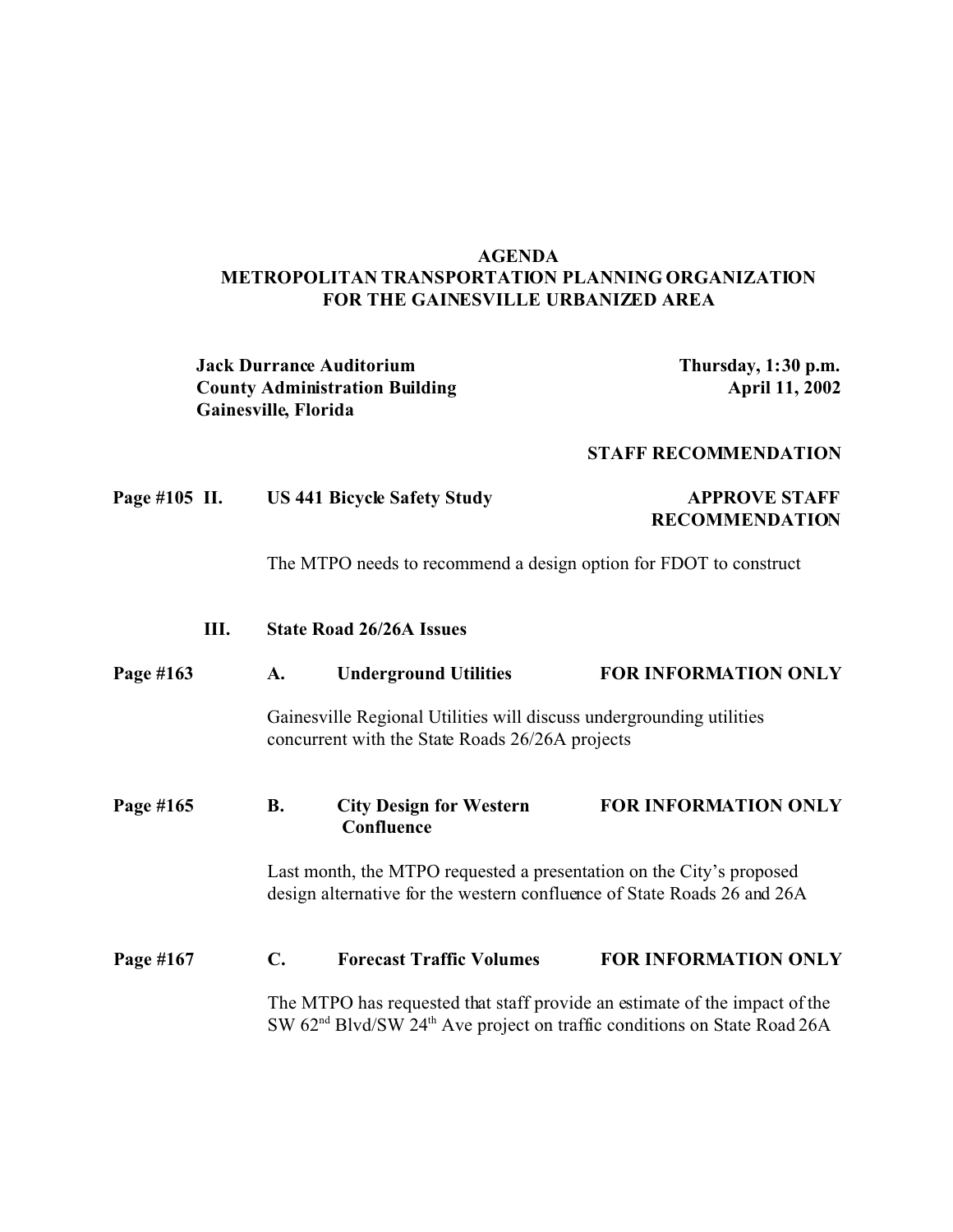**AGENDA**
**METROPOLITAN TRANSPORTATION PLANNING ORGANIZATION**
**FOR THE GAINESVILLE URBANIZED AREA**

**Jack Durrance Auditorium**
**County Administration Building**
**Gainesville, Florida**

**Thursday, 1:30 p.m.**
**April 11, 2002**

**STAFF RECOMMENDATION**

**Page #105 II. US 441 Bicycle Safety Study** — **APPROVE STAFF RECOMMENDATION**

The MTPO needs to recommend a design option for FDOT to construct

**III. State Road 26/26A Issues**

**Page #163 A. Underground Utilities** — **FOR INFORMATION ONLY**

Gainesville Regional Utilities will discuss undergrounding utilities concurrent with the State Roads 26/26A projects

**Page #165 B. City Design for Western Confluence** — **FOR INFORMATION ONLY**

Last month, the MTPO requested a presentation on the City's proposed design alternative for the western confluence of State Roads 26 and 26A

**Page #167 C. Forecast Traffic Volumes** — **FOR INFORMATION ONLY**

The MTPO has requested that staff provide an estimate of the impact of the SW 62nd Blvd/SW 24th Ave project on traffic conditions on State Road 26A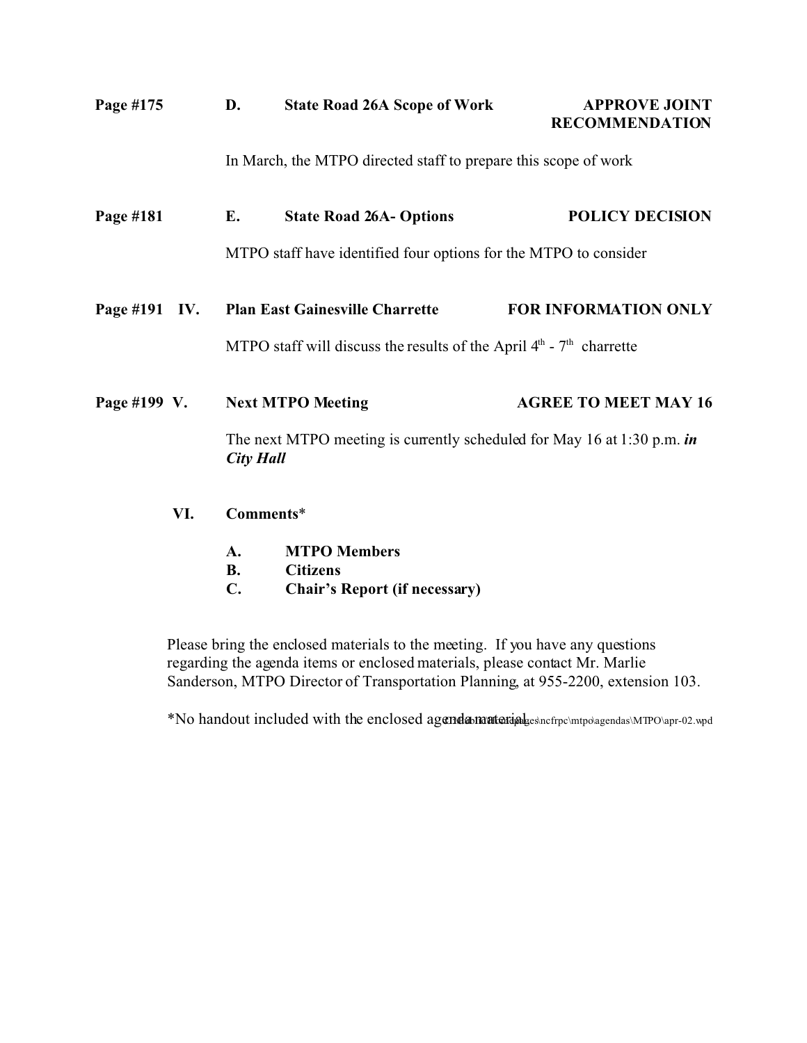**Page #175** **D.** **State Road 26A Scope of Work** **APPROVE JOINT RECOMMENDATION**

In March, the MTPO directed staff to prepare this scope of work

**Page #181** **E.** **State Road 26A- Options** **POLICY DECISION**

MTPO staff have identified four options for the MTPO to consider

**Page #191** **IV.** **Plan East Gainesville Charrette** **FOR INFORMATION ONLY**

MTPO staff will discuss the results of the April 4th - 7th charrette

**Page #199** **V.** **Next MTPO Meeting** **AGREE TO MEET MAY 16**

The next MTPO meeting is currently scheduled for May 16 at 1:30 p.m. ***in City Hall***

**VI.** **Comments***

- **A.** **MTPO Members**
- **B.** **Citizens**
- **C.** **Chair's Report (if necessary)**

Please bring the enclosed materials to the meeting. If you have any questions regarding the agenda items or enclosed materials, please contact Mr. Marlie Sanderson, MTPO Director of Transportation Planning, at 955-2200, extension 103.

*No handout included with the enclosed agenda material.

t:\...\ncfrpc\mtpo\agendas\MTPO\apr-02.wpd